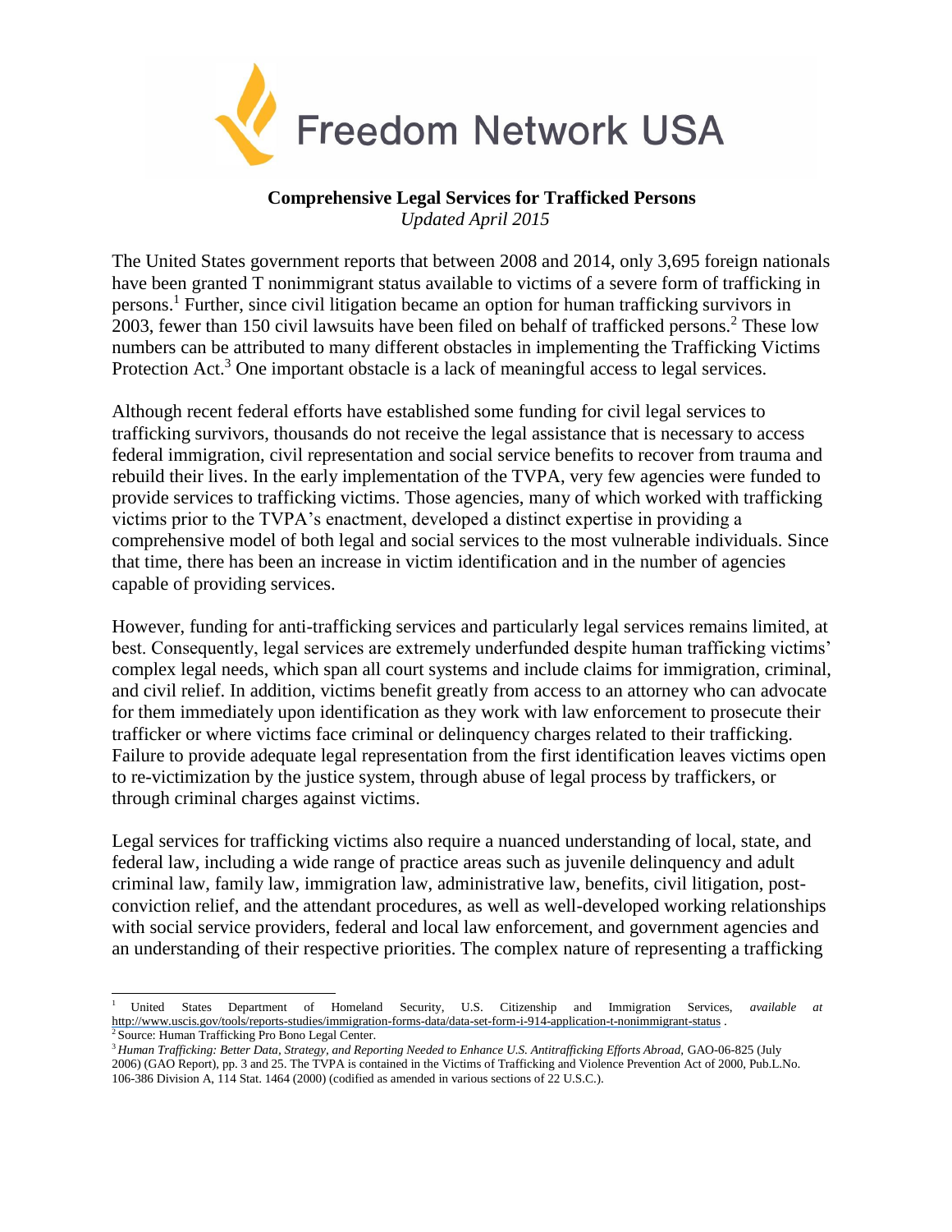Freedom Network USA

**Comprehensive Legal Services for Trafficked Persons**
*Updated April 2015*

The United States government reports that between 2008 and 2014, only 3,695 foreign nationals have been granted T nonimmigrant status available to victims of a severe form of trafficking in persons.[1] Further, since civil litigation became an option for human trafficking survivors in 2003, fewer than 150 civil lawsuits have been filed on behalf of trafficked persons.[2] These low numbers can be attributed to many different obstacles in implementing the Trafficking Victims Protection Act.[3] One important obstacle is a lack of meaningful access to legal services.

Although recent federal efforts have established some funding for civil legal services to trafficking survivors, thousands do not receive the legal assistance that is necessary to access federal immigration, civil representation and social service benefits to recover from trauma and rebuild their lives. In the early implementation of the TVPA, very few agencies were funded to provide services to trafficking victims. Those agencies, many of which worked with trafficking victims prior to the TVPA's enactment, developed a distinct expertise in providing a comprehensive model of both legal and social services to the most vulnerable individuals. Since that time, there has been an increase in victim identification and in the number of agencies capable of providing services.

However, funding for anti-trafficking services and particularly legal services remains limited, at best. Consequently, legal services are extremely underfunded despite human trafficking victims' complex legal needs, which span all court systems and include claims for immigration, criminal, and civil relief. In addition, victims benefit greatly from access to an attorney who can advocate for them immediately upon identification as they work with law enforcement to prosecute their trafficker or where victims face criminal or delinquency charges related to their trafficking. Failure to provide adequate legal representation from the first identification leaves victims open to re-victimization by the justice system, through abuse of legal process by traffickers, or through criminal charges against victims.

Legal services for trafficking victims also require a nuanced understanding of local, state, and federal law, including a wide range of practice areas such as juvenile delinquency and adult criminal law, family law, immigration law, administrative law, benefits, civil litigation, post-conviction relief, and the attendant procedures, as well as well-developed working relationships with social service providers, federal and local law enforcement, and government agencies and an understanding of their respective priorities. The complex nature of representing a trafficking

---

[1] United States Department of Homeland Security, U.S. Citizenship and Immigration Services, *available at* http://www.uscis.gov/tools/reports-studies/immigration-forms-data/data-set-form-i-914-application-t-nonimmigrant-status .

[2] Source: Human Trafficking Pro Bono Legal Center.

[3] *Human Trafficking: Better Data, Strategy, and Reporting Needed to Enhance U.S. Antitrafficking Efforts Abroad*, GAO-06-825 (July 2006) (GAO Report), pp. 3 and 25. The TVPA is contained in the Victims of Trafficking and Violence Prevention Act of 2000, Pub.L.No. 106-386 Division A, 114 Stat. 1464 (2000) (codified as amended in various sections of 22 U.S.C.).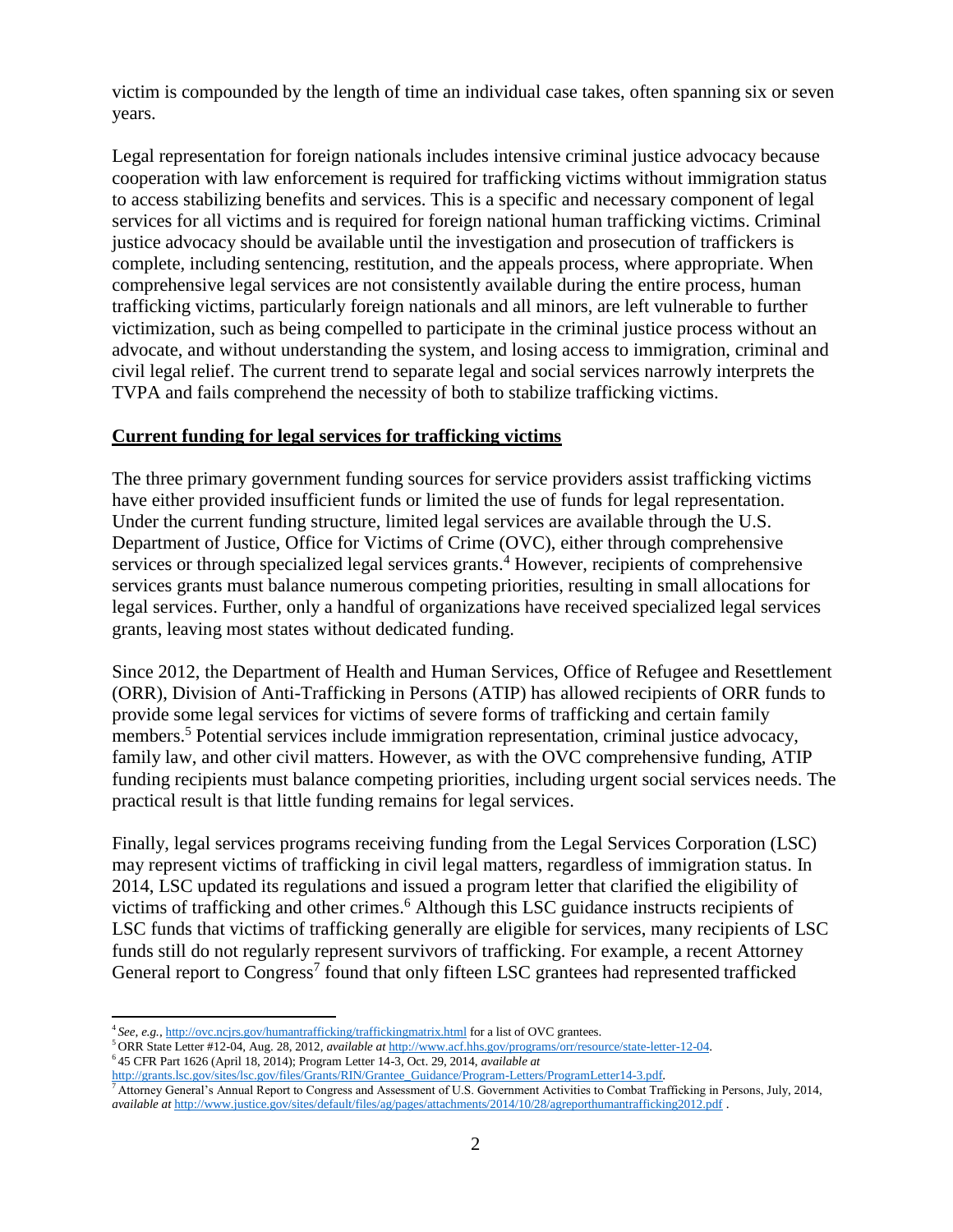victim is compounded by the length of time an individual case takes, often spanning six or seven years.

Legal representation for foreign nationals includes intensive criminal justice advocacy because cooperation with law enforcement is required for trafficking victims without immigration status to access stabilizing benefits and services. This is a specific and necessary component of legal services for all victims and is required for foreign national human trafficking victims. Criminal justice advocacy should be available until the investigation and prosecution of traffickers is complete, including sentencing, restitution, and the appeals process, where appropriate. When comprehensive legal services are not consistently available during the entire process, human trafficking victims, particularly foreign nationals and all minors, are left vulnerable to further victimization, such as being compelled to participate in the criminal justice process without an advocate, and without understanding the system, and losing access to immigration, criminal and civil legal relief. The current trend to separate legal and social services narrowly interprets the TVPA and fails comprehend the necessity of both to stabilize trafficking victims.

**Current funding for legal services for trafficking victims**

The three primary government funding sources for service providers assist trafficking victims have either provided insufficient funds or limited the use of funds for legal representation. Under the current funding structure, limited legal services are available through the U.S. Department of Justice, Office for Victims of Crime (OVC), either through comprehensive services or through specialized legal services grants.[4] However, recipients of comprehensive services grants must balance numerous competing priorities, resulting in small allocations for legal services. Further, only a handful of organizations have received specialized legal services grants, leaving most states without dedicated funding.

Since 2012, the Department of Health and Human Services, Office of Refugee and Resettlement (ORR), Division of Anti-Trafficking in Persons (ATIP) has allowed recipients of ORR funds to provide some legal services for victims of severe forms of trafficking and certain family members.[5] Potential services include immigration representation, criminal justice advocacy, family law, and other civil matters. However, as with the OVC comprehensive funding, ATIP funding recipients must balance competing priorities, including urgent social services needs. The practical result is that little funding remains for legal services.

Finally, legal services programs receiving funding from the Legal Services Corporation (LSC) may represent victims of trafficking in civil legal matters, regardless of immigration status. In 2014, LSC updated its regulations and issued a program letter that clarified the eligibility of victims of trafficking and other crimes.[6] Although this LSC guidance instructs recipients of LSC funds that victims of trafficking generally are eligible for services, many recipients of LSC funds still do not regularly represent survivors of trafficking. For example, a recent Attorney General report to Congress[7] found that only fifteen LSC grantees had represented trafficked

---

[4] *See, e.g.*, http://ovc.ncjrs.gov/humantrafficking/traffickingmatrix.html for a list of OVC grantees.

[5] ORR State Letter #12-04, Aug. 28, 2012, *available at* http://www.acf.hhs.gov/programs/orr/resource/state-letter-12-04.

[6] 45 CFR Part 1626 (April 18, 2014); Program Letter 14-3, Oct. 29, 2014, *available at* http://grants.lsc.gov/sites/lsc.gov/files/Grants/RIN/Grantee_Guidance/Program-Letters/ProgramLetter14-3.pdf.

[7] Attorney General's Annual Report to Congress and Assessment of U.S. Government Activities to Combat Trafficking in Persons, July, 2014, *available at* http://www.justice.gov/sites/default/files/ag/pages/attachments/2014/10/28/agreporthumantrafficking2012.pdf .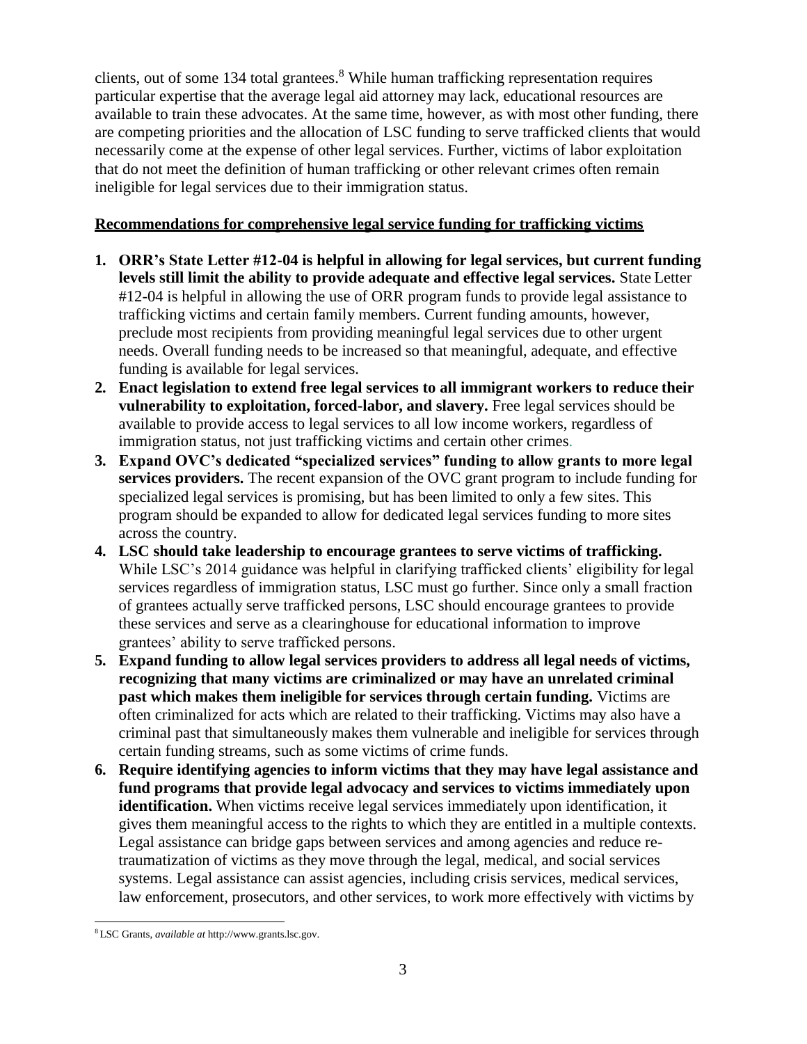clients, out of some 134 total grantees.[8] While human trafficking representation requires particular expertise that the average legal aid attorney may lack, educational resources are available to train these advocates. At the same time, however, as with most other funding, there are competing priorities and the allocation of LSC funding to serve trafficked clients that would necessarily come at the expense of other legal services. Further, victims of labor exploitation that do not meet the definition of human trafficking or other relevant crimes often remain ineligible for legal services due to their immigration status.

**<u>Recommendations for comprehensive legal service funding for trafficking victims</u>**

1. **ORR's State Letter #12-04 is helpful in allowing for legal services, but current funding levels still limit the ability to provide adequate and effective legal services.** State Letter #12-04 is helpful in allowing the use of ORR program funds to provide legal assistance to trafficking victims and certain family members. Current funding amounts, however, preclude most recipients from providing meaningful legal services due to other urgent needs. Overall funding needs to be increased so that meaningful, adequate, and effective funding is available for legal services.
2. **Enact legislation to extend free legal services to all immigrant workers to reduce their vulnerability to exploitation, forced-labor, and slavery.** Free legal services should be available to provide access to legal services to all low income workers, regardless of immigration status, not just trafficking victims and certain other crimes.
3. **Expand OVC's dedicated "specialized services" funding to allow grants to more legal services providers.** The recent expansion of the OVC grant program to include funding for specialized legal services is promising, but has been limited to only a few sites. This program should be expanded to allow for dedicated legal services funding to more sites across the country.
4. **LSC should take leadership to encourage grantees to serve victims of trafficking.** While LSC's 2014 guidance was helpful in clarifying trafficked clients' eligibility for legal services regardless of immigration status, LSC must go further. Since only a small fraction of grantees actually serve trafficked persons, LSC should encourage grantees to provide these services and serve as a clearinghouse for educational information to improve grantees' ability to serve trafficked persons.
5. **Expand funding to allow legal services providers to address all legal needs of victims, recognizing that many victims are criminalized or may have an unrelated criminal past which makes them ineligible for services through certain funding.** Victims are often criminalized for acts which are related to their trafficking. Victims may also have a criminal past that simultaneously makes them vulnerable and ineligible for services through certain funding streams, such as some victims of crime funds.
6. **Require identifying agencies to inform victims that they may have legal assistance and fund programs that provide legal advocacy and services to victims immediately upon identification.** When victims receive legal services immediately upon identification, it gives them meaningful access to the rights to which they are entitled in a multiple contexts. Legal assistance can bridge gaps between services and among agencies and reduce re-traumatization of victims as they move through the legal, medical, and social services systems. Legal assistance can assist agencies, including crisis services, medical services, law enforcement, prosecutors, and other services, to work more effectively with victims by

---

[8] LSC Grants, *available at* http://www.grants.lsc.gov.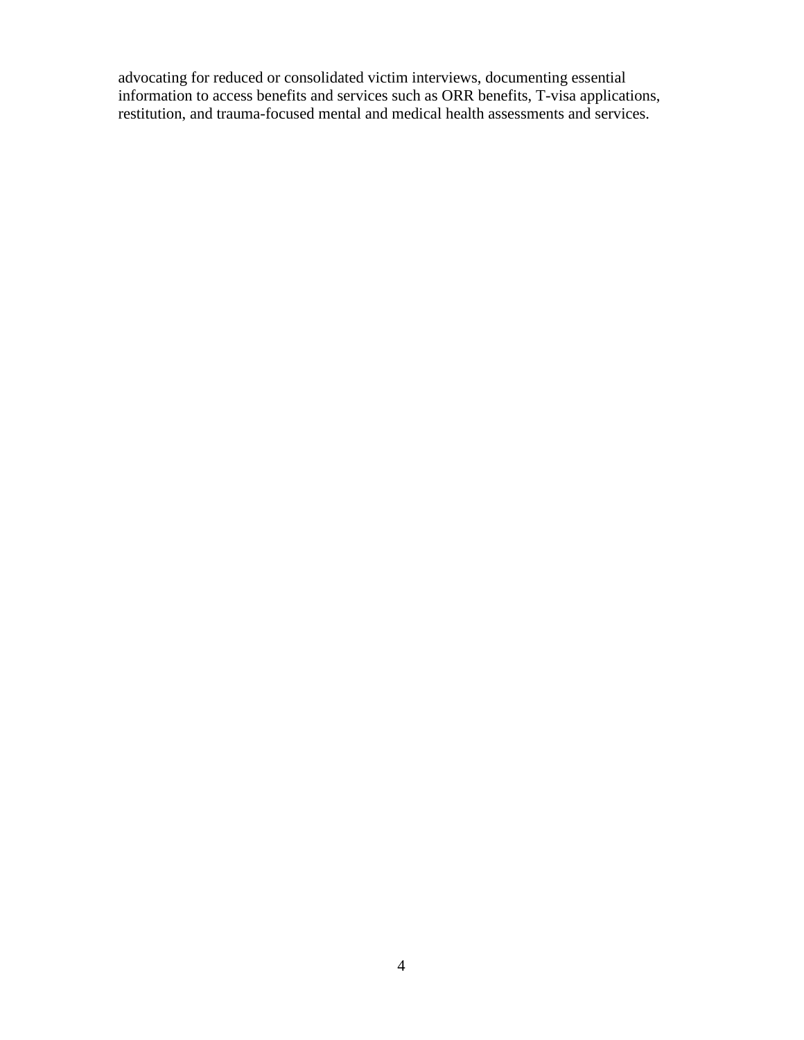advocating for reduced or consolidated victim interviews, documenting essential information to access benefits and services such as ORR benefits, T-visa applications, restitution, and trauma-focused mental and medical health assessments and services.